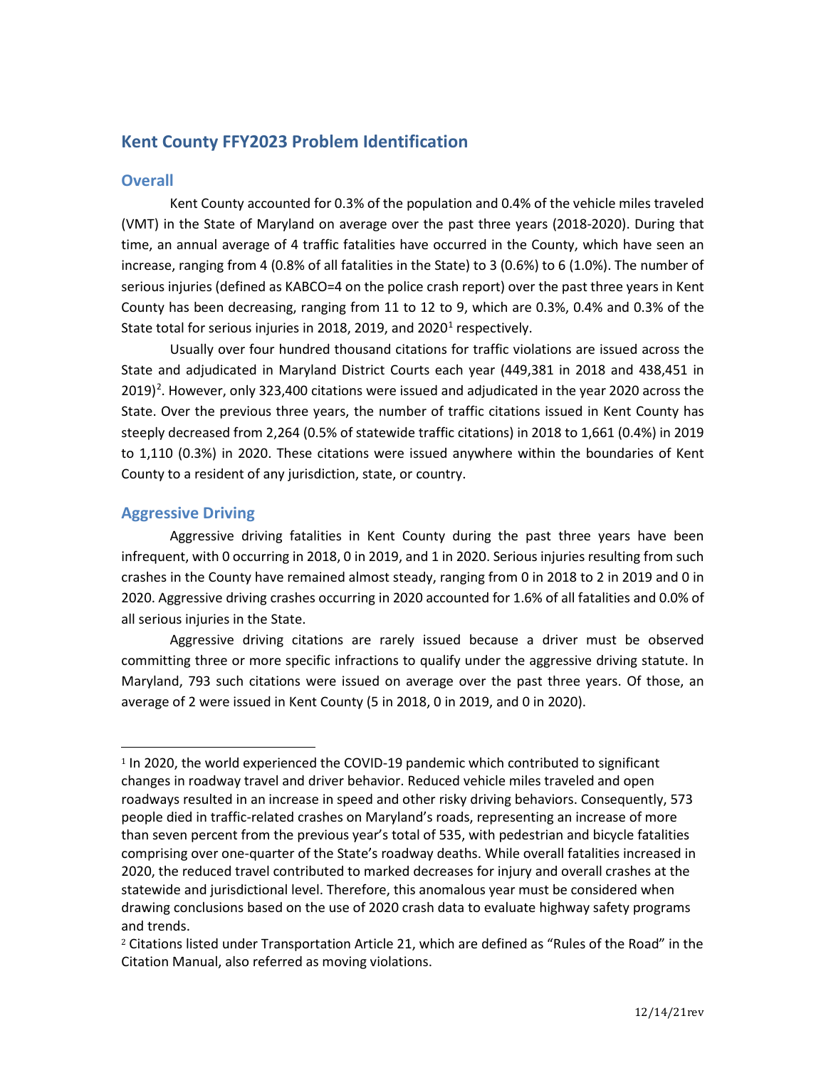# Kent County FFY2023 Problem Identification

## Overall

Kent County accounted for 0.3% of the population and 0.4% of the vehicle miles traveled (VMT) in the State of Maryland on average over the past three years (2018-2020). During that time, an annual average of 4 traffic fatalities have occurred in the County, which have seen an increase, ranging from 4 (0.8% of all fatalities in the State) to 3 (0.6%) to 6 (1.0%). The number of serious injuries (defined as KABCO=4 on the police crash report) over the past three years in Kent County has been decreasing, ranging from 11 to 12 to 9, which are 0.3%, 0.4% and 0.3% of the State total for serious injuries in 2018, 2019, and 2020[1] respectively.

Usually over four hundred thousand citations for traffic violations are issued across the State and adjudicated in Maryland District Courts each year (449,381 in 2018 and 438,451 in 2019)[2]. However, only 323,400 citations were issued and adjudicated in the year 2020 across the State. Over the previous three years, the number of traffic citations issued in Kent County has steeply decreased from 2,264 (0.5% of statewide traffic citations) in 2018 to 1,661 (0.4%) in 2019 to 1,110 (0.3%) in 2020. These citations were issued anywhere within the boundaries of Kent County to a resident of any jurisdiction, state, or country.

## Aggressive Driving

Aggressive driving fatalities in Kent County during the past three years have been infrequent, with 0 occurring in 2018, 0 in 2019, and 1 in 2020. Serious injuries resulting from such crashes in the County have remained almost steady, ranging from 0 in 2018 to 2 in 2019 and 0 in 2020. Aggressive driving crashes occurring in 2020 accounted for 1.6% of all fatalities and 0.0% of all serious injuries in the State.

Aggressive driving citations are rarely issued because a driver must be observed committing three or more specific infractions to qualify under the aggressive driving statute. In Maryland, 793 such citations were issued on average over the past three years. Of those, an average of 2 were issued in Kent County (5 in 2018, 0 in 2019, and 0 in 2020).

---

[1] In 2020, the world experienced the COVID-19 pandemic which contributed to significant changes in roadway travel and driver behavior. Reduced vehicle miles traveled and open roadways resulted in an increase in speed and other risky driving behaviors. Consequently, 573 people died in traffic-related crashes on Maryland's roads, representing an increase of more than seven percent from the previous year's total of 535, with pedestrian and bicycle fatalities comprising over one-quarter of the State's roadway deaths. While overall fatalities increased in 2020, the reduced travel contributed to marked decreases for injury and overall crashes at the statewide and jurisdictional level. Therefore, this anomalous year must be considered when drawing conclusions based on the use of 2020 crash data to evaluate highway safety programs and trends.

[2] Citations listed under Transportation Article 21, which are defined as "Rules of the Road" in the Citation Manual, also referred as moving violations.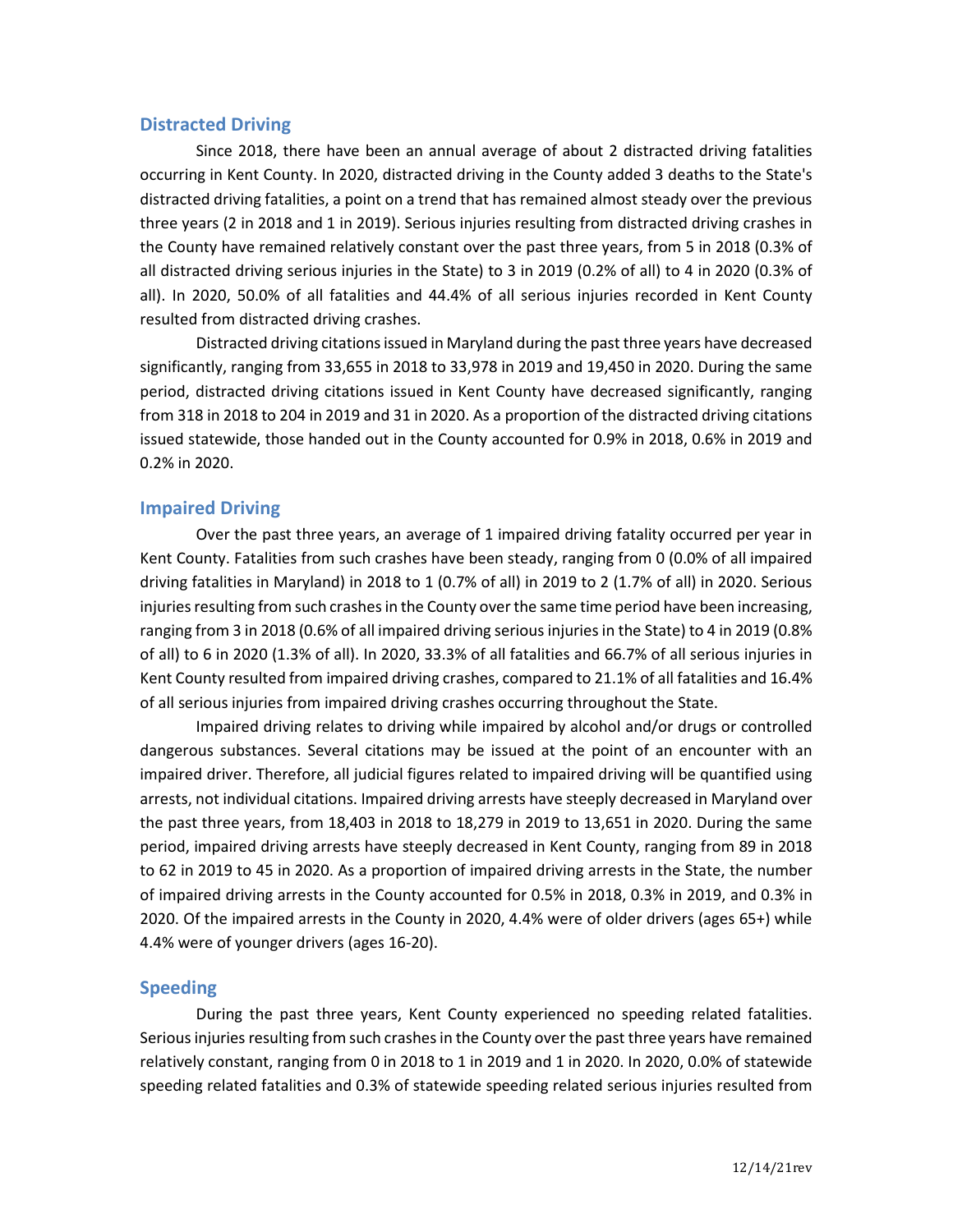## Distracted Driving

Since 2018, there have been an annual average of about 2 distracted driving fatalities occurring in Kent County. In 2020, distracted driving in the County added 3 deaths to the State's distracted driving fatalities, a point on a trend that has remained almost steady over the previous three years (2 in 2018 and 1 in 2019). Serious injuries resulting from distracted driving crashes in the County have remained relatively constant over the past three years, from 5 in 2018 (0.3% of all distracted driving serious injuries in the State) to 3 in 2019 (0.2% of all) to 4 in 2020 (0.3% of all). In 2020, 50.0% of all fatalities and 44.4% of all serious injuries recorded in Kent County resulted from distracted driving crashes.

Distracted driving citations issued in Maryland during the past three years have decreased significantly, ranging from 33,655 in 2018 to 33,978 in 2019 and 19,450 in 2020. During the same period, distracted driving citations issued in Kent County have decreased significantly, ranging from 318 in 2018 to 204 in 2019 and 31 in 2020. As a proportion of the distracted driving citations issued statewide, those handed out in the County accounted for 0.9% in 2018, 0.6% in 2019 and 0.2% in 2020.

## Impaired Driving

Over the past three years, an average of 1 impaired driving fatality occurred per year in Kent County. Fatalities from such crashes have been steady, ranging from 0 (0.0% of all impaired driving fatalities in Maryland) in 2018 to 1 (0.7% of all) in 2019 to 2 (1.7% of all) in 2020. Serious injuries resulting from such crashes in the County over the same time period have been increasing, ranging from 3 in 2018 (0.6% of all impaired driving serious injuries in the State) to 4 in 2019 (0.8% of all) to 6 in 2020 (1.3% of all). In 2020, 33.3% of all fatalities and 66.7% of all serious injuries in Kent County resulted from impaired driving crashes, compared to 21.1% of all fatalities and 16.4% of all serious injuries from impaired driving crashes occurring throughout the State.

Impaired driving relates to driving while impaired by alcohol and/or drugs or controlled dangerous substances. Several citations may be issued at the point of an encounter with an impaired driver. Therefore, all judicial figures related to impaired driving will be quantified using arrests, not individual citations. Impaired driving arrests have steeply decreased in Maryland over the past three years, from 18,403 in 2018 to 18,279 in 2019 to 13,651 in 2020. During the same period, impaired driving arrests have steeply decreased in Kent County, ranging from 89 in 2018 to 62 in 2019 to 45 in 2020. As a proportion of impaired driving arrests in the State, the number of impaired driving arrests in the County accounted for 0.5% in 2018, 0.3% in 2019, and 0.3% in 2020. Of the impaired arrests in the County in 2020, 4.4% were of older drivers (ages 65+) while 4.4% were of younger drivers (ages 16-20).

## Speeding

During the past three years, Kent County experienced no speeding related fatalities. Serious injuries resulting from such crashes in the County over the past three years have remained relatively constant, ranging from 0 in 2018 to 1 in 2019 and 1 in 2020. In 2020, 0.0% of statewide speeding related fatalities and 0.3% of statewide speeding related serious injuries resulted from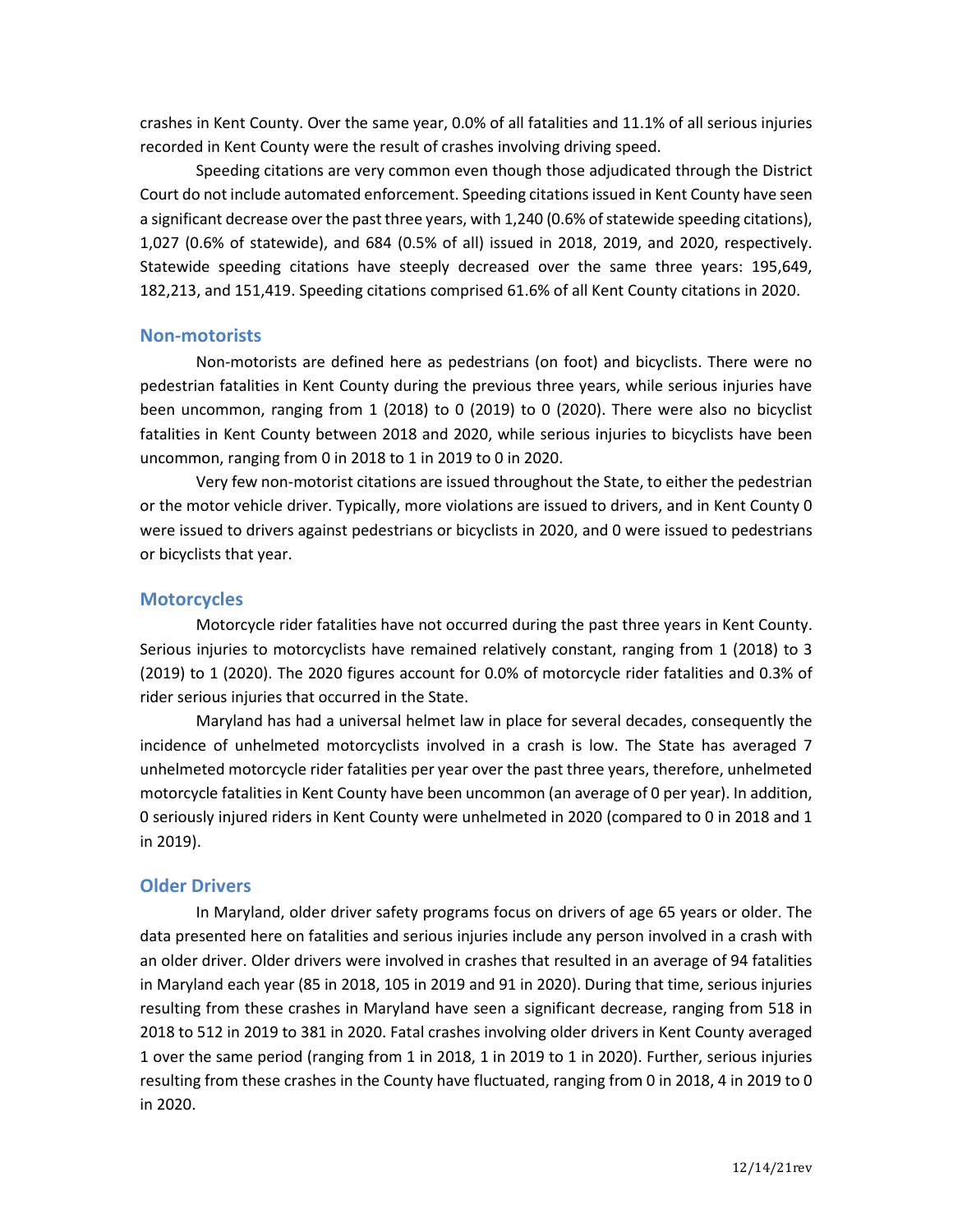crashes in Kent County. Over the same year, 0.0% of all fatalities and 11.1% of all serious injuries recorded in Kent County were the result of crashes involving driving speed.

Speeding citations are very common even though those adjudicated through the District Court do not include automated enforcement. Speeding citations issued in Kent County have seen a significant decrease over the past three years, with 1,240 (0.6% of statewide speeding citations), 1,027 (0.6% of statewide), and 684 (0.5% of all) issued in 2018, 2019, and 2020, respectively. Statewide speeding citations have steeply decreased over the same three years: 195,649, 182,213, and 151,419. Speeding citations comprised 61.6% of all Kent County citations in 2020.

## Non-motorists

Non-motorists are defined here as pedestrians (on foot) and bicyclists. There were no pedestrian fatalities in Kent County during the previous three years, while serious injuries have been uncommon, ranging from 1 (2018) to 0 (2019) to 0 (2020). There were also no bicyclist fatalities in Kent County between 2018 and 2020, while serious injuries to bicyclists have been uncommon, ranging from 0 in 2018 to 1 in 2019 to 0 in 2020.

Very few non-motorist citations are issued throughout the State, to either the pedestrian or the motor vehicle driver. Typically, more violations are issued to drivers, and in Kent County 0 were issued to drivers against pedestrians or bicyclists in 2020, and 0 were issued to pedestrians or bicyclists that year.

## Motorcycles

Motorcycle rider fatalities have not occurred during the past three years in Kent County. Serious injuries to motorcyclists have remained relatively constant, ranging from 1 (2018) to 3 (2019) to 1 (2020). The 2020 figures account for 0.0% of motorcycle rider fatalities and 0.3% of rider serious injuries that occurred in the State.

Maryland has had a universal helmet law in place for several decades, consequently the incidence of unhelmeted motorcyclists involved in a crash is low. The State has averaged 7 unhelmeted motorcycle rider fatalities per year over the past three years, therefore, unhelmeted motorcycle fatalities in Kent County have been uncommon (an average of 0 per year). In addition, 0 seriously injured riders in Kent County were unhelmeted in 2020 (compared to 0 in 2018 and 1 in 2019).

## Older Drivers

In Maryland, older driver safety programs focus on drivers of age 65 years or older. The data presented here on fatalities and serious injuries include any person involved in a crash with an older driver. Older drivers were involved in crashes that resulted in an average of 94 fatalities in Maryland each year (85 in 2018, 105 in 2019 and 91 in 2020). During that time, serious injuries resulting from these crashes in Maryland have seen a significant decrease, ranging from 518 in 2018 to 512 in 2019 to 381 in 2020. Fatal crashes involving older drivers in Kent County averaged 1 over the same period (ranging from 1 in 2018, 1 in 2019 to 1 in 2020). Further, serious injuries resulting from these crashes in the County have fluctuated, ranging from 0 in 2018, 4 in 2019 to 0 in 2020.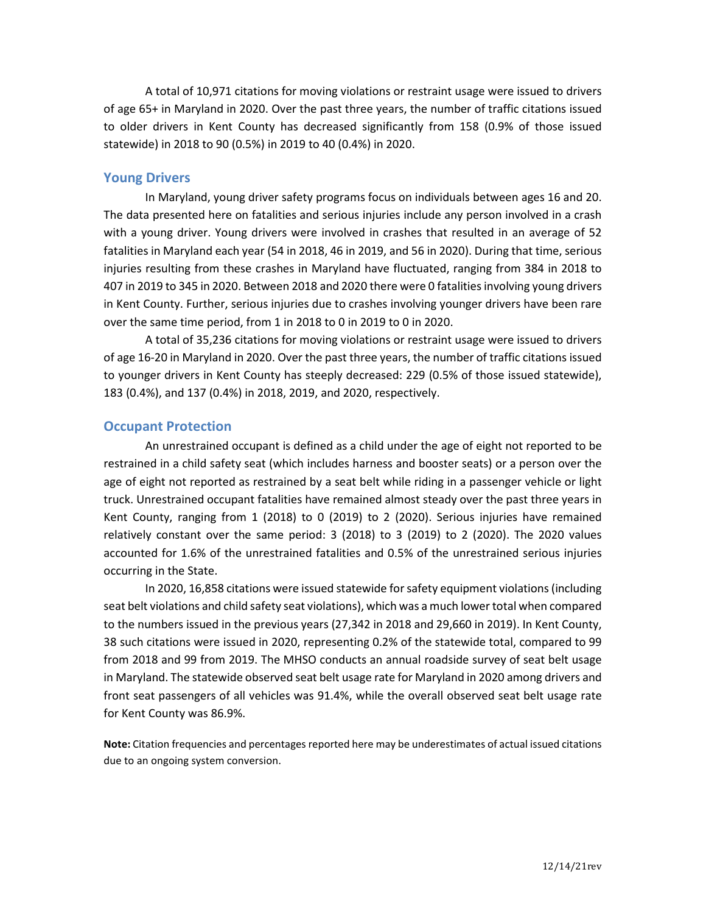A total of 10,971 citations for moving violations or restraint usage were issued to drivers of age 65+ in Maryland in 2020. Over the past three years, the number of traffic citations issued to older drivers in Kent County has decreased significantly from 158 (0.9% of those issued statewide) in 2018 to 90 (0.5%) in 2019 to 40 (0.4%) in 2020.

## Young Drivers

In Maryland, young driver safety programs focus on individuals between ages 16 and 20. The data presented here on fatalities and serious injuries include any person involved in a crash with a young driver. Young drivers were involved in crashes that resulted in an average of 52 fatalities in Maryland each year (54 in 2018, 46 in 2019, and 56 in 2020). During that time, serious injuries resulting from these crashes in Maryland have fluctuated, ranging from 384 in 2018 to 407 in 2019 to 345 in 2020. Between 2018 and 2020 there were 0 fatalities involving young drivers in Kent County. Further, serious injuries due to crashes involving younger drivers have been rare over the same time period, from 1 in 2018 to 0 in 2019 to 0 in 2020.

A total of 35,236 citations for moving violations or restraint usage were issued to drivers of age 16-20 in Maryland in 2020. Over the past three years, the number of traffic citations issued to younger drivers in Kent County has steeply decreased: 229 (0.5% of those issued statewide), 183 (0.4%), and 137 (0.4%) in 2018, 2019, and 2020, respectively.

## Occupant Protection

An unrestrained occupant is defined as a child under the age of eight not reported to be restrained in a child safety seat (which includes harness and booster seats) or a person over the age of eight not reported as restrained by a seat belt while riding in a passenger vehicle or light truck. Unrestrained occupant fatalities have remained almost steady over the past three years in Kent County, ranging from 1 (2018) to 0 (2019) to 2 (2020). Serious injuries have remained relatively constant over the same period: 3 (2018) to 3 (2019) to 2 (2020). The 2020 values accounted for 1.6% of the unrestrained fatalities and 0.5% of the unrestrained serious injuries occurring in the State.

In 2020, 16,858 citations were issued statewide for safety equipment violations (including seat belt violations and child safety seat violations), which was a much lower total when compared to the numbers issued in the previous years (27,342 in 2018 and 29,660 in 2019). In Kent County, 38 such citations were issued in 2020, representing 0.2% of the statewide total, compared to 99 from 2018 and 99 from 2019. The MHSO conducts an annual roadside survey of seat belt usage in Maryland. The statewide observed seat belt usage rate for Maryland in 2020 among drivers and front seat passengers of all vehicles was 91.4%, while the overall observed seat belt usage rate for Kent County was 86.9%.

**Note:** Citation frequencies and percentages reported here may be underestimates of actual issued citations due to an ongoing system conversion.

12/14/21rev